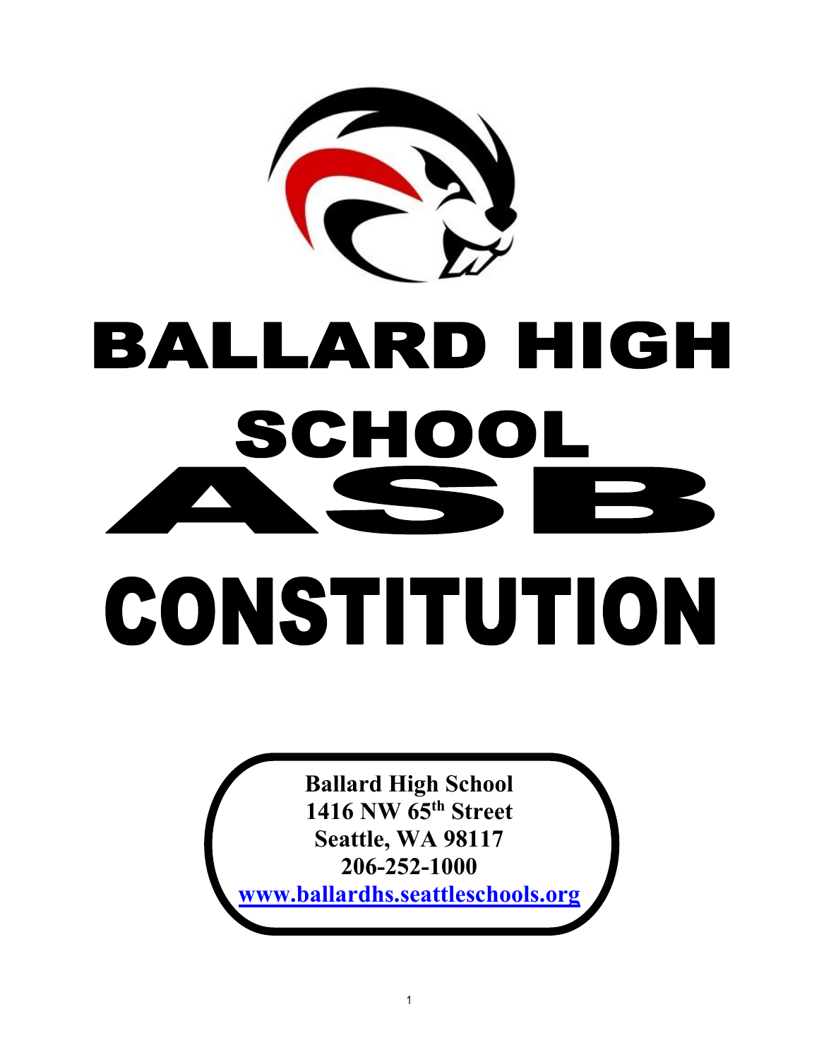# BALLARD HIGH SCHOOL

# ASB

# CONSTITUTION

**Ballard High School**
**1416 NW 65th Street**
**Seattle, WA 98117**
**206-252-1000**
**www.ballardhs.seattleschools.org**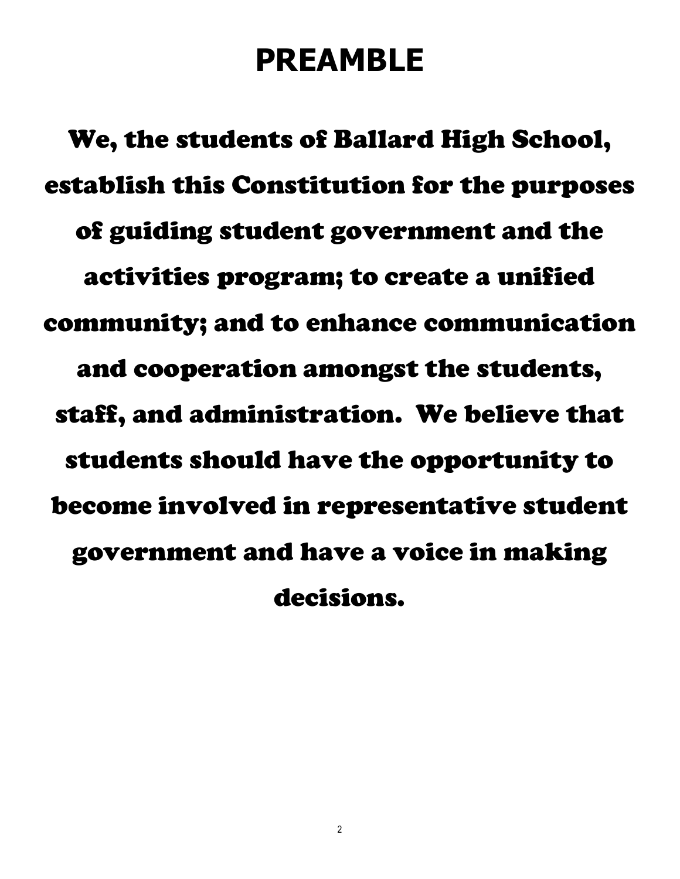# PREAMBLE

**We, the students of Ballard High School, establish this Constitution for the purposes of guiding student government and the activities program; to create a unified community; and to enhance communication and cooperation amongst the students, staff, and administration. We believe that students should have the opportunity to become involved in representative student government and have a voice in making decisions.**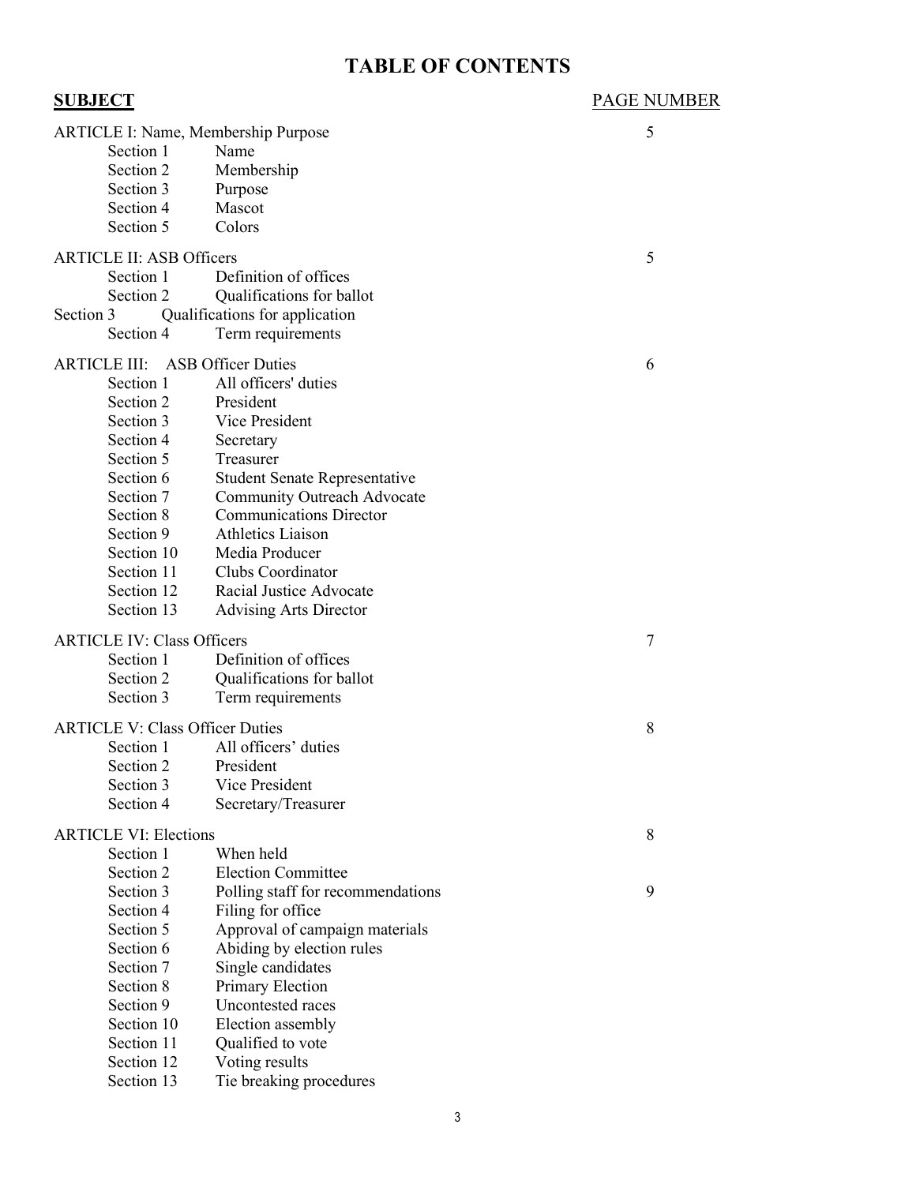# TABLE OF CONTENTS

| **SUBJECT** | | PAGE NUMBER |
|---|---|---|
| ARTICLE I: Name, Membership Purpose | | 5 |
| Section 1 | Name | |
| Section 2 | Membership | |
| Section 3 | Purpose | |
| Section 4 | Mascot | |
| Section 5 | Colors | |
| ARTICLE II: ASB Officers | | 5 |
| Section 1 | Definition of offices | |
| Section 2 | Qualifications for ballot | |
| Section 3 | Qualifications for application | |
| Section 4 | Term requirements | |
| ARTICLE III: ASB Officer Duties | | 6 |
| Section 1 | All officers' duties | |
| Section 2 | President | |
| Section 3 | Vice President | |
| Section 4 | Secretary | |
| Section 5 | Treasurer | |
| Section 6 | Student Senate Representative | |
| Section 7 | Community Outreach Advocate | |
| Section 8 | Communications Director | |
| Section 9 | Athletics Liaison | |
| Section 10 | Media Producer | |
| Section 11 | Clubs Coordinator | |
| Section 12 | Racial Justice Advocate | |
| Section 13 | Advising Arts Director | |
| ARTICLE IV: Class Officers | | 7 |
| Section 1 | Definition of offices | |
| Section 2 | Qualifications for ballot | |
| Section 3 | Term requirements | |
| ARTICLE V: Class Officer Duties | | 8 |
| Section 1 | All officers' duties | |
| Section 2 | President | |
| Section 3 | Vice President | |
| Section 4 | Secretary/Treasurer | |
| ARTICLE VI: Elections | | 8 |
| Section 1 | When held | |
| Section 2 | Election Committee | |
| Section 3 | Polling staff for recommendations | 9 |
| Section 4 | Filing for office | |
| Section 5 | Approval of campaign materials | |
| Section 6 | Abiding by election rules | |
| Section 7 | Single candidates | |
| Section 8 | Primary Election | |
| Section 9 | Uncontested races | |
| Section 10 | Election assembly | |
| Section 11 | Qualified to vote | |
| Section 12 | Voting results | |
| Section 13 | Tie breaking procedures | |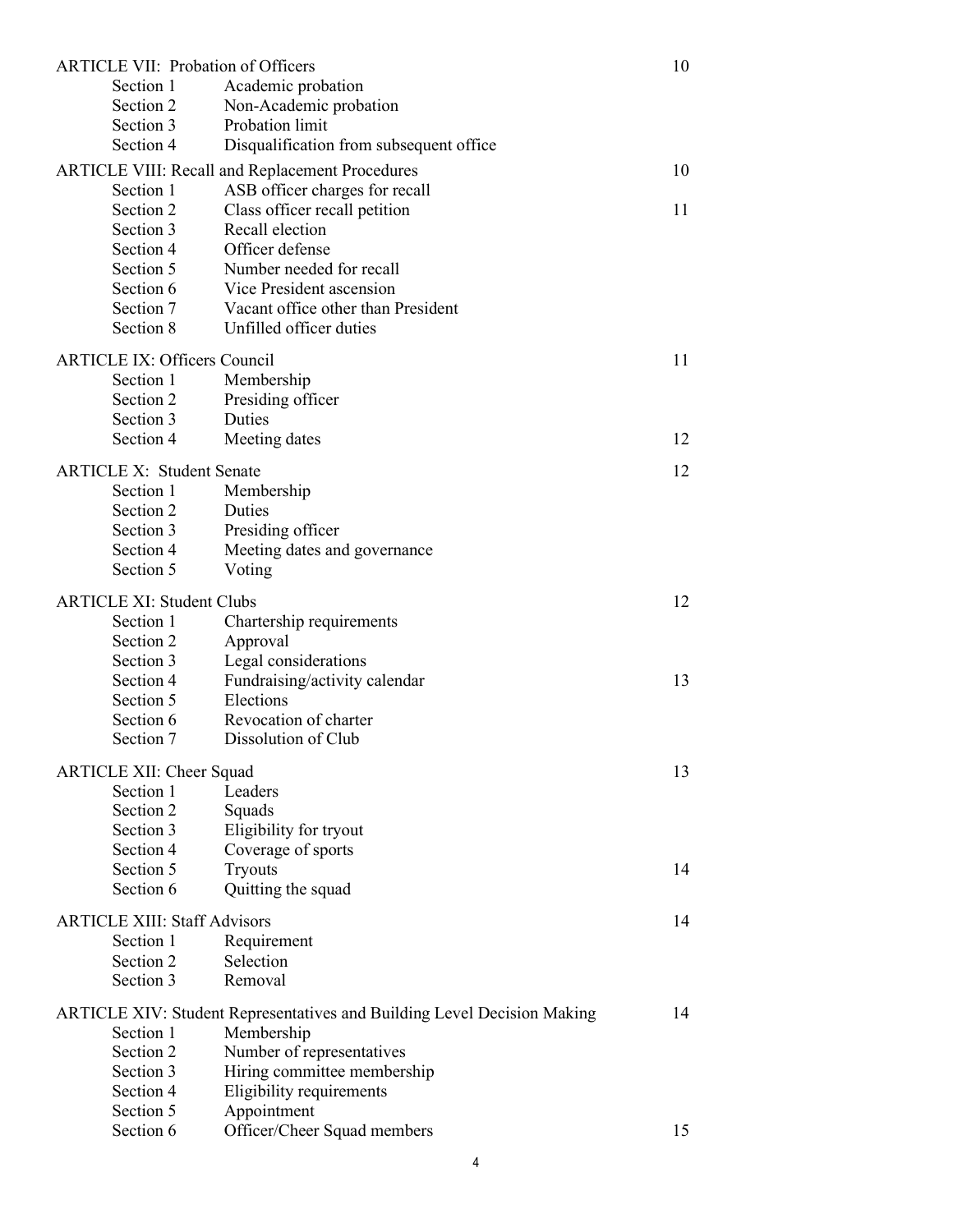| | | |
|---|---|---|
| ARTICLE VII: Probation of Officers | | 10 |
| Section 1 | Academic probation | |
| Section 2 | Non-Academic probation | |
| Section 3 | Probation limit | |
| Section 4 | Disqualification from subsequent office | |
| ARTICLE VIII: Recall and Replacement Procedures | | 10 |
| Section 1 | ASB officer charges for recall | |
| Section 2 | Class officer recall petition | 11 |
| Section 3 | Recall election | |
| Section 4 | Officer defense | |
| Section 5 | Number needed for recall | |
| Section 6 | Vice President ascension | |
| Section 7 | Vacant office other than President | |
| Section 8 | Unfilled officer duties | |
| ARTICLE IX: Officers Council | | 11 |
| Section 1 | Membership | |
| Section 2 | Presiding officer | |
| Section 3 | Duties | |
| Section 4 | Meeting dates | 12 |
| ARTICLE X: Student Senate | | 12 |
| Section 1 | Membership | |
| Section 2 | Duties | |
| Section 3 | Presiding officer | |
| Section 4 | Meeting dates and governance | |
| Section 5 | Voting | |
| ARTICLE XI: Student Clubs | | 12 |
| Section 1 | Chartership requirements | |
| Section 2 | Approval | |
| Section 3 | Legal considerations | |
| Section 4 | Fundraising/activity calendar | 13 |
| Section 5 | Elections | |
| Section 6 | Revocation of charter | |
| Section 7 | Dissolution of Club | |
| ARTICLE XII: Cheer Squad | | 13 |
| Section 1 | Leaders | |
| Section 2 | Squads | |
| Section 3 | Eligibility for tryout | |
| Section 4 | Coverage of sports | |
| Section 5 | Tryouts | 14 |
| Section 6 | Quitting the squad | |
| ARTICLE XIII: Staff Advisors | | 14 |
| Section 1 | Requirement | |
| Section 2 | Selection | |
| Section 3 | Removal | |
| ARTICLE XIV: Student Representatives and Building Level Decision Making | | 14 |
| Section 1 | Membership | |
| Section 2 | Number of representatives | |
| Section 3 | Hiring committee membership | |
| Section 4 | Eligibility requirements | |
| Section 5 | Appointment | |
| Section 6 | Officer/Cheer Squad members | 15 |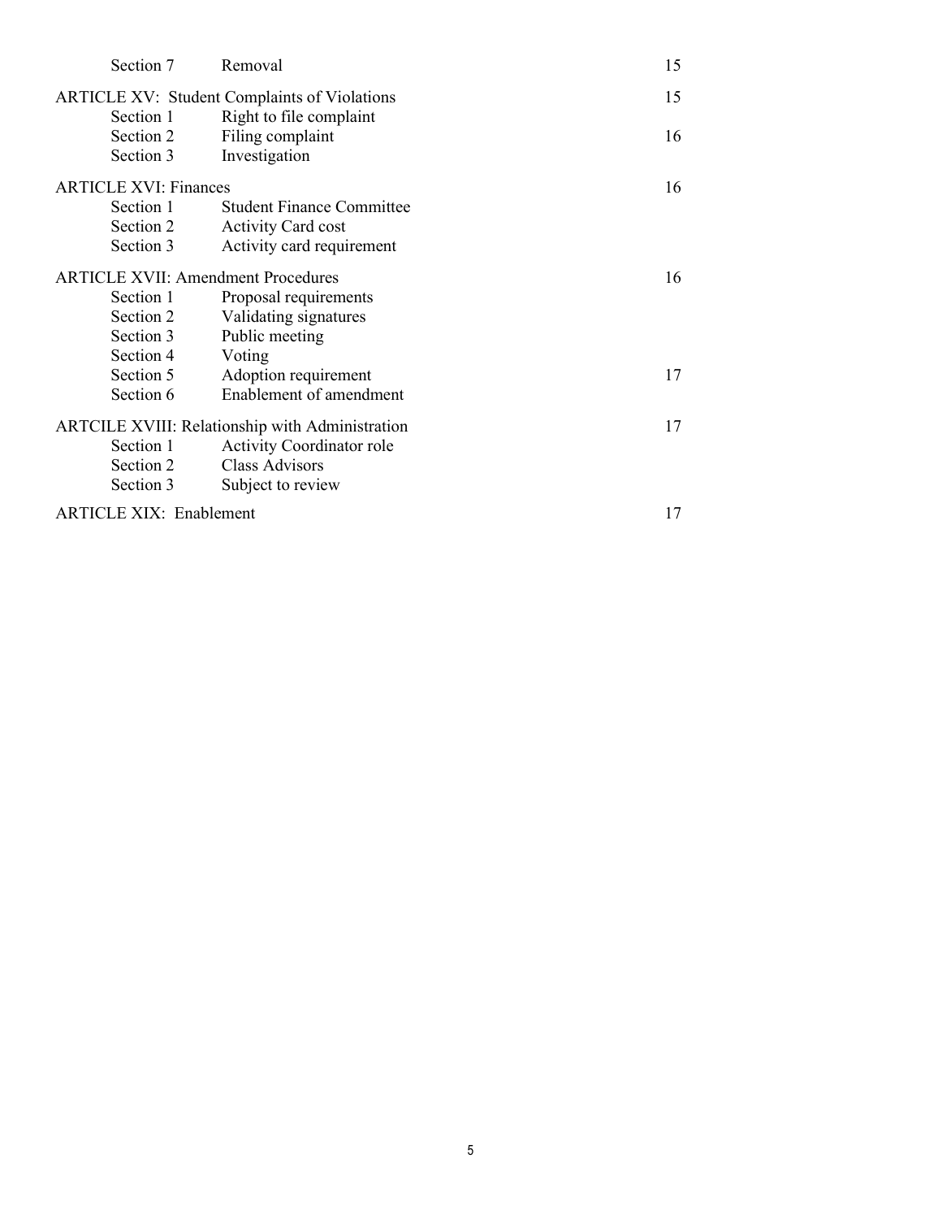| | | |
|---|---|---|
| Section 7 | Removal | 15 |
| ARTICLE XV: Student Complaints of Violations | | 15 |
| Section 1 | Right to file complaint | |
| Section 2 | Filing complaint | 16 |
| Section 3 | Investigation | |
| ARTICLE XVI: Finances | | 16 |
| Section 1 | Student Finance Committee | |
| Section 2 | Activity Card cost | |
| Section 3 | Activity card requirement | |
| ARTICLE XVII: Amendment Procedures | | 16 |
| Section 1 | Proposal requirements | |
| Section 2 | Validating signatures | |
| Section 3 | Public meeting | |
| Section 4 | Voting | |
| Section 5 | Adoption requirement | 17 |
| Section 6 | Enablement of amendment | |
| ARTCILE XVIII: Relationship with Administration | | 17 |
| Section 1 | Activity Coordinator role | |
| Section 2 | Class Advisors | |
| Section 3 | Subject to review | |
| ARTICLE XIX: Enablement | | 17 |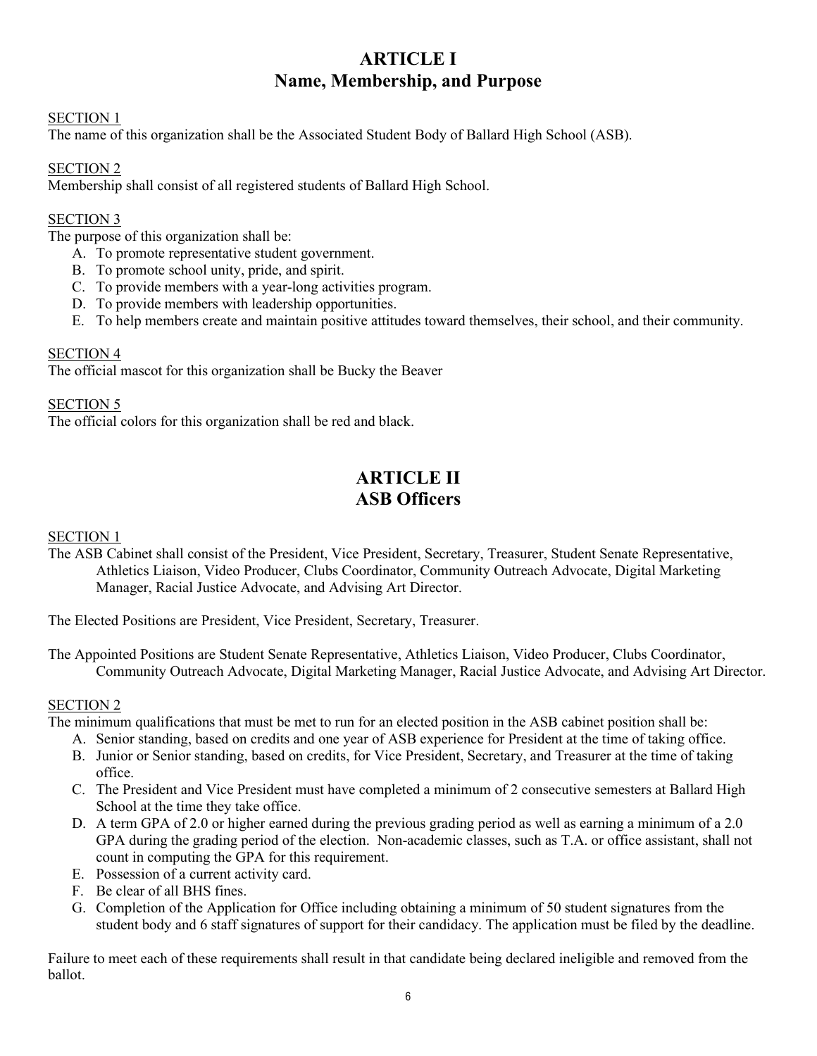# ARTICLE I
# Name, Membership, and Purpose

SECTION 1

The name of this organization shall be the Associated Student Body of Ballard High School (ASB).

SECTION 2

Membership shall consist of all registered students of Ballard High School.

SECTION 3

The purpose of this organization shall be:

A. To promote representative student government.
B. To promote school unity, pride, and spirit.
C. To provide members with a year-long activities program.
D. To provide members with leadership opportunities.
E. To help members create and maintain positive attitudes toward themselves, their school, and their community.

SECTION 4

The official mascot for this organization shall be Bucky the Beaver

SECTION 5

The official colors for this organization shall be red and black.

# ARTICLE II
# ASB Officers

SECTION 1

The ASB Cabinet shall consist of the President, Vice President, Secretary, Treasurer, Student Senate Representative, Athletics Liaison, Video Producer, Clubs Coordinator, Community Outreach Advocate, Digital Marketing Manager, Racial Justice Advocate, and Advising Art Director.

The Elected Positions are President, Vice President, Secretary, Treasurer.

The Appointed Positions are Student Senate Representative, Athletics Liaison, Video Producer, Clubs Coordinator, Community Outreach Advocate, Digital Marketing Manager, Racial Justice Advocate, and Advising Art Director.

SECTION 2

The minimum qualifications that must be met to run for an elected position in the ASB cabinet position shall be:

A. Senior standing, based on credits and one year of ASB experience for President at the time of taking office.
B. Junior or Senior standing, based on credits, for Vice President, Secretary, and Treasurer at the time of taking office.
C. The President and Vice President must have completed a minimum of 2 consecutive semesters at Ballard High School at the time they take office.
D. A term GPA of 2.0 or higher earned during the previous grading period as well as earning a minimum of a 2.0 GPA during the grading period of the election. Non-academic classes, such as T.A. or office assistant, shall not count in computing the GPA for this requirement.
E. Possession of a current activity card.
F. Be clear of all BHS fines.
G. Completion of the Application for Office including obtaining a minimum of 50 student signatures from the student body and 6 staff signatures of support for their candidacy. The application must be filed by the deadline.

Failure to meet each of these requirements shall result in that candidate being declared ineligible and removed from the ballot.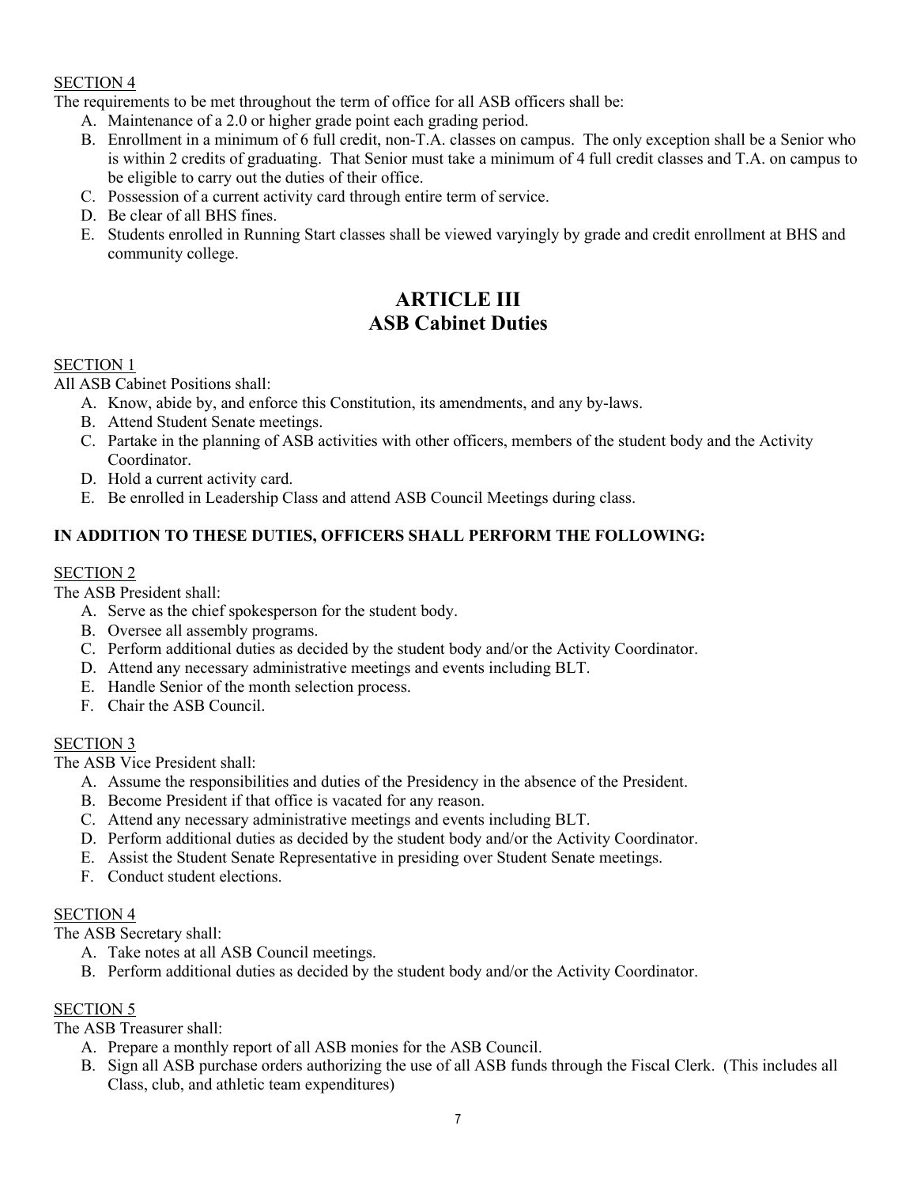SECTION 4

The requirements to be met throughout the term of office for all ASB officers shall be:

A. Maintenance of a 2.0 or higher grade point each grading period.
B. Enrollment in a minimum of 6 full credit, non-T.A. classes on campus. The only exception shall be a Senior who is within 2 credits of graduating. That Senior must take a minimum of 4 full credit classes and T.A. on campus to be eligible to carry out the duties of their office.
C. Possession of a current activity card through entire term of service.
D. Be clear of all BHS fines.
E. Students enrolled in Running Start classes shall be viewed varyingly by grade and credit enrollment at BHS and community college.

## ARTICLE III
## ASB Cabinet Duties

SECTION 1

All ASB Cabinet Positions shall:

A. Know, abide by, and enforce this Constitution, its amendments, and any by-laws.
B. Attend Student Senate meetings.
C. Partake in the planning of ASB activities with other officers, members of the student body and the Activity Coordinator.
D. Hold a current activity card.
E. Be enrolled in Leadership Class and attend ASB Council Meetings during class.

**IN ADDITION TO THESE DUTIES, OFFICERS SHALL PERFORM THE FOLLOWING:**

SECTION 2

The ASB President shall:

A. Serve as the chief spokesperson for the student body.
B. Oversee all assembly programs.
C. Perform additional duties as decided by the student body and/or the Activity Coordinator.
D. Attend any necessary administrative meetings and events including BLT.
E. Handle Senior of the month selection process.
F. Chair the ASB Council.

SECTION 3

The ASB Vice President shall:

A. Assume the responsibilities and duties of the Presidency in the absence of the President.
B. Become President if that office is vacated for any reason.
C. Attend any necessary administrative meetings and events including BLT.
D. Perform additional duties as decided by the student body and/or the Activity Coordinator.
E. Assist the Student Senate Representative in presiding over Student Senate meetings.
F. Conduct student elections.

SECTION 4

The ASB Secretary shall:

A. Take notes at all ASB Council meetings.
B. Perform additional duties as decided by the student body and/or the Activity Coordinator.

SECTION 5

The ASB Treasurer shall:

A. Prepare a monthly report of all ASB monies for the ASB Council.
B. Sign all ASB purchase orders authorizing the use of all ASB funds through the Fiscal Clerk. (This includes all Class, club, and athletic team expenditures)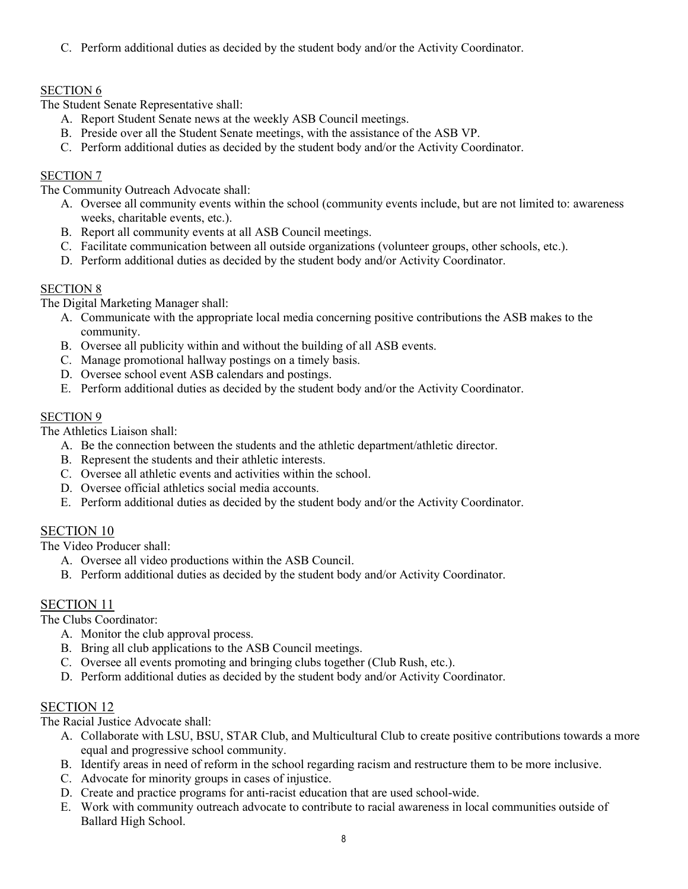C. Perform additional duties as decided by the student body and/or the Activity Coordinator.

SECTION 6

The Student Senate Representative shall:

A. Report Student Senate news at the weekly ASB Council meetings.
B. Preside over all the Student Senate meetings, with the assistance of the ASB VP.
C. Perform additional duties as decided by the student body and/or the Activity Coordinator.

SECTION 7

The Community Outreach Advocate shall:

A. Oversee all community events within the school (community events include, but are not limited to: awareness weeks, charitable events, etc.).
B. Report all community events at all ASB Council meetings.
C. Facilitate communication between all outside organizations (volunteer groups, other schools, etc.).
D. Perform additional duties as decided by the student body and/or Activity Coordinator.

SECTION 8

The Digital Marketing Manager shall:

A. Communicate with the appropriate local media concerning positive contributions the ASB makes to the community.
B. Oversee all publicity within and without the building of all ASB events.
C. Manage promotional hallway postings on a timely basis.
D. Oversee school event ASB calendars and postings.
E. Perform additional duties as decided by the student body and/or the Activity Coordinator.

SECTION 9

The Athletics Liaison shall:

A. Be the connection between the students and the athletic department/athletic director.
B. Represent the students and their athletic interests.
C. Oversee all athletic events and activities within the school.
D. Oversee official athletics social media accounts.
E. Perform additional duties as decided by the student body and/or the Activity Coordinator.

SECTION 10

The Video Producer shall:

A. Oversee all video productions within the ASB Council.
B. Perform additional duties as decided by the student body and/or Activity Coordinator.

SECTION 11

The Clubs Coordinator:

A. Monitor the club approval process.
B. Bring all club applications to the ASB Council meetings.
C. Oversee all events promoting and bringing clubs together (Club Rush, etc.).
D. Perform additional duties as decided by the student body and/or Activity Coordinator.

SECTION 12

The Racial Justice Advocate shall:

A. Collaborate with LSU, BSU, STAR Club, and Multicultural Club to create positive contributions towards a more equal and progressive school community.
B. Identify areas in need of reform in the school regarding racism and restructure them to be more inclusive.
C. Advocate for minority groups in cases of injustice.
D. Create and practice programs for anti-racist education that are used school-wide.
E. Work with community outreach advocate to contribute to racial awareness in local communities outside of Ballard High School.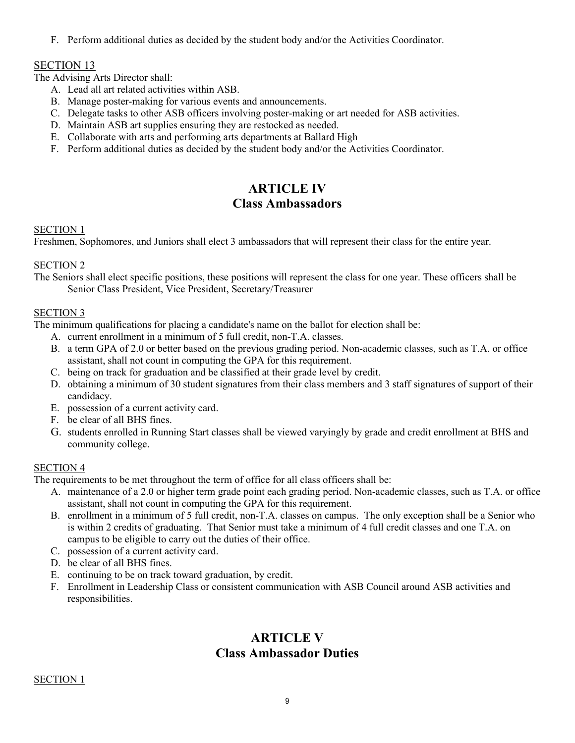F. Perform additional duties as decided by the student body and/or the Activities Coordinator.

SECTION 13

The Advising Arts Director shall:

A. Lead all art related activities within ASB.
B. Manage poster-making for various events and announcements.
C. Delegate tasks to other ASB officers involving poster-making or art needed for ASB activities.
D. Maintain ASB art supplies ensuring they are restocked as needed.
E. Collaborate with arts and performing arts departments at Ballard High
F. Perform additional duties as decided by the student body and/or the Activities Coordinator.

## ARTICLE IV
## Class Ambassadors

SECTION 1

Freshmen, Sophomores, and Juniors shall elect 3 ambassadors that will represent their class for the entire year.

SECTION 2

The Seniors shall elect specific positions, these positions will represent the class for one year. These officers shall be Senior Class President, Vice President, Secretary/Treasurer

SECTION 3

The minimum qualifications for placing a candidate's name on the ballot for election shall be:

A. current enrollment in a minimum of 5 full credit, non-T.A. classes.
B. a term GPA of 2.0 or better based on the previous grading period. Non-academic classes, such as T.A. or office assistant, shall not count in computing the GPA for this requirement.
C. being on track for graduation and be classified at their grade level by credit.
D. obtaining a minimum of 30 student signatures from their class members and 3 staff signatures of support of their candidacy.
E. possession of a current activity card.
F. be clear of all BHS fines.
G. students enrolled in Running Start classes shall be viewed varyingly by grade and credit enrollment at BHS and community college.

SECTION 4

The requirements to be met throughout the term of office for all class officers shall be:

A. maintenance of a 2.0 or higher term grade point each grading period. Non-academic classes, such as T.A. or office assistant, shall not count in computing the GPA for this requirement.
B. enrollment in a minimum of 5 full credit, non-T.A. classes on campus. The only exception shall be a Senior who is within 2 credits of graduating. That Senior must take a minimum of 4 full credit classes and one T.A. on campus to be eligible to carry out the duties of their office.
C. possession of a current activity card.
D. be clear of all BHS fines.
E. continuing to be on track toward graduation, by credit.
F. Enrollment in Leadership Class or consistent communication with ASB Council around ASB activities and responsibilities.

## ARTICLE V
## Class Ambassador Duties

SECTION 1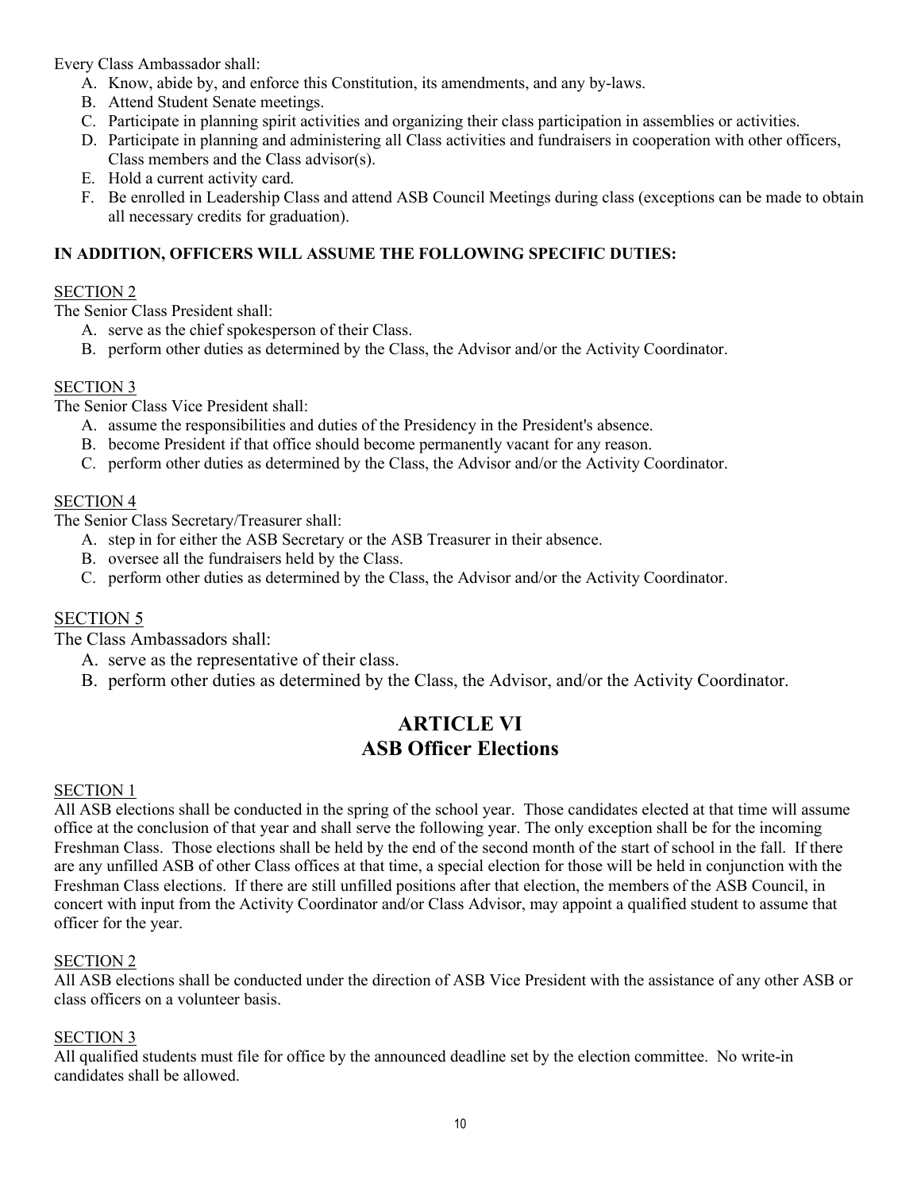Every Class Ambassador shall:

A. Know, abide by, and enforce this Constitution, its amendments, and any by-laws.
B. Attend Student Senate meetings.
C. Participate in planning spirit activities and organizing their class participation in assemblies or activities.
D. Participate in planning and administering all Class activities and fundraisers in cooperation with other officers, Class members and the Class advisor(s).
E. Hold a current activity card.
F. Be enrolled in Leadership Class and attend ASB Council Meetings during class (exceptions can be made to obtain all necessary credits for graduation).

**IN ADDITION, OFFICERS WILL ASSUME THE FOLLOWING SPECIFIC DUTIES:**

SECTION 2

The Senior Class President shall:

A. serve as the chief spokesperson of their Class.
B. perform other duties as determined by the Class, the Advisor and/or the Activity Coordinator.

SECTION 3

The Senior Class Vice President shall:

A. assume the responsibilities and duties of the Presidency in the President's absence.
B. become President if that office should become permanently vacant for any reason.
C. perform other duties as determined by the Class, the Advisor and/or the Activity Coordinator.

SECTION 4

The Senior Class Secretary/Treasurer shall:

A. step in for either the ASB Secretary or the ASB Treasurer in their absence.
B. oversee all the fundraisers held by the Class.
C. perform other duties as determined by the Class, the Advisor and/or the Activity Coordinator.

SECTION 5

The Class Ambassadors shall:

A. serve as the representative of their class.
B. perform other duties as determined by the Class, the Advisor, and/or the Activity Coordinator.

## ARTICLE VI
## ASB Officer Elections

SECTION 1

All ASB elections shall be conducted in the spring of the school year. Those candidates elected at that time will assume office at the conclusion of that year and shall serve the following year. The only exception shall be for the incoming Freshman Class. Those elections shall be held by the end of the second month of the start of school in the fall. If there are any unfilled ASB of other Class offices at that time, a special election for those will be held in conjunction with the Freshman Class elections. If there are still unfilled positions after that election, the members of the ASB Council, in concert with input from the Activity Coordinator and/or Class Advisor, may appoint a qualified student to assume that officer for the year.

SECTION 2

All ASB elections shall be conducted under the direction of ASB Vice President with the assistance of any other ASB or class officers on a volunteer basis.

SECTION 3

All qualified students must file for office by the announced deadline set by the election committee. No write-in candidates shall be allowed.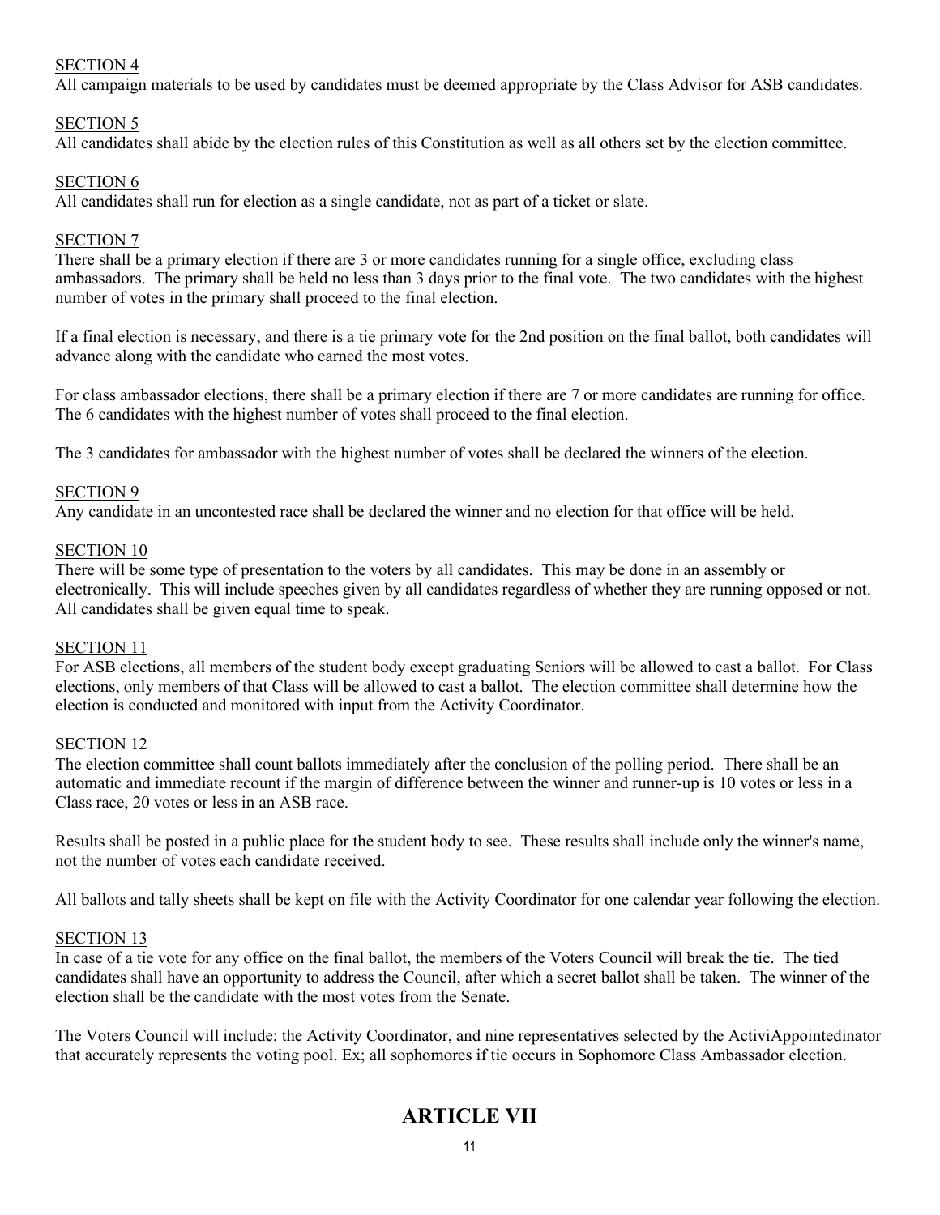SECTION 4

All campaign materials to be used by candidates must be deemed appropriate by the Class Advisor for ASB candidates.

SECTION 5

All candidates shall abide by the election rules of this Constitution as well as all others set by the election committee.

SECTION 6

All candidates shall run for election as a single candidate, not as part of a ticket or slate.

SECTION 7

There shall be a primary election if there are 3 or more candidates running for a single office, excluding class ambassadors. The primary shall be held no less than 3 days prior to the final vote. The two candidates with the highest number of votes in the primary shall proceed to the final election.

If a final election is necessary, and there is a tie primary vote for the 2nd position on the final ballot, both candidates will advance along with the candidate who earned the most votes.

For class ambassador elections, there shall be a primary election if there are 7 or more candidates are running for office. The 6 candidates with the highest number of votes shall proceed to the final election.

The 3 candidates for ambassador with the highest number of votes shall be declared the winners of the election.

SECTION 9

Any candidate in an uncontested race shall be declared the winner and no election for that office will be held.

SECTION 10

There will be some type of presentation to the voters by all candidates. This may be done in an assembly or electronically. This will include speeches given by all candidates regardless of whether they are running opposed or not. All candidates shall be given equal time to speak.

SECTION 11

For ASB elections, all members of the student body except graduating Seniors will be allowed to cast a ballot. For Class elections, only members of that Class will be allowed to cast a ballot. The election committee shall determine how the election is conducted and monitored with input from the Activity Coordinator.

SECTION 12

The election committee shall count ballots immediately after the conclusion of the polling period. There shall be an automatic and immediate recount if the margin of difference between the winner and runner-up is 10 votes or less in a Class race, 20 votes or less in an ASB race.

Results shall be posted in a public place for the student body to see. These results shall include only the winner's name, not the number of votes each candidate received.

All ballots and tally sheets shall be kept on file with the Activity Coordinator for one calendar year following the election.

SECTION 13

In case of a tie vote for any office on the final ballot, the members of the Voters Council will break the tie. The tied candidates shall have an opportunity to address the Council, after which a secret ballot shall be taken. The winner of the election shall be the candidate with the most votes from the Senate.

The Voters Council will include: the Activity Coordinator, and nine representatives selected by the ActiviAppointedinator that accurately represents the voting pool. Ex; all sophomores if tie occurs in Sophomore Class Ambassador election.

# ARTICLE VII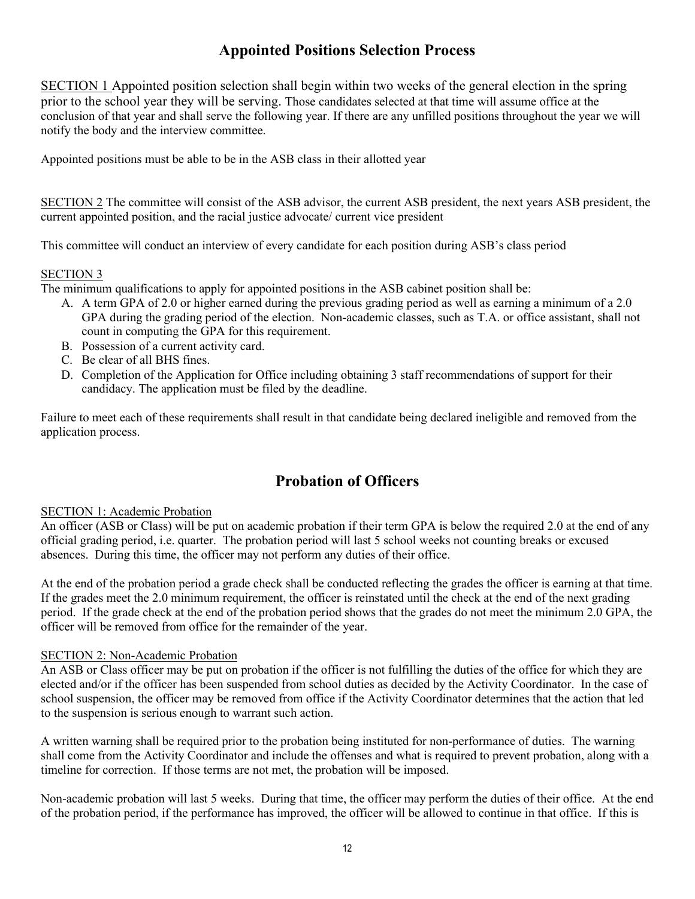## Appointed Positions Selection Process

SECTION 1 Appointed position selection shall begin within two weeks of the general election in the spring prior to the school year they will be serving. Those candidates selected at that time will assume office at the conclusion of that year and shall serve the following year. If there are any unfilled positions throughout the year we will notify the body and the interview committee.

Appointed positions must be able to be in the ASB class in their allotted year

SECTION 2 The committee will consist of the ASB advisor, the current ASB president, the next years ASB president, the current appointed position, and the racial justice advocate/ current vice president

This committee will conduct an interview of every candidate for each position during ASB's class period

SECTION 3

The minimum qualifications to apply for appointed positions in the ASB cabinet position shall be:

A. A term GPA of 2.0 or higher earned during the previous grading period as well as earning a minimum of a 2.0 GPA during the grading period of the election. Non-academic classes, such as T.A. or office assistant, shall not count in computing the GPA for this requirement.
B. Possession of a current activity card.
C. Be clear of all BHS fines.
D. Completion of the Application for Office including obtaining 3 staff recommendations of support for their candidacy. The application must be filed by the deadline.

Failure to meet each of these requirements shall result in that candidate being declared ineligible and removed from the application process.

## Probation of Officers

SECTION 1: Academic Probation

An officer (ASB or Class) will be put on academic probation if their term GPA is below the required 2.0 at the end of any official grading period, i.e. quarter. The probation period will last 5 school weeks not counting breaks or excused absences. During this time, the officer may not perform any duties of their office.

At the end of the probation period a grade check shall be conducted reflecting the grades the officer is earning at that time. If the grades meet the 2.0 minimum requirement, the officer is reinstated until the check at the end of the next grading period. If the grade check at the end of the probation period shows that the grades do not meet the minimum 2.0 GPA, the officer will be removed from office for the remainder of the year.

SECTION 2: Non-Academic Probation

An ASB or Class officer may be put on probation if the officer is not fulfilling the duties of the office for which they are elected and/or if the officer has been suspended from school duties as decided by the Activity Coordinator. In the case of school suspension, the officer may be removed from office if the Activity Coordinator determines that the action that led to the suspension is serious enough to warrant such action.

A written warning shall be required prior to the probation being instituted for non-performance of duties. The warning shall come from the Activity Coordinator and include the offenses and what is required to prevent probation, along with a timeline for correction. If those terms are not met, the probation will be imposed.

Non-academic probation will last 5 weeks. During that time, the officer may perform the duties of their office. At the end of the probation period, if the performance has improved, the officer will be allowed to continue in that office. If this is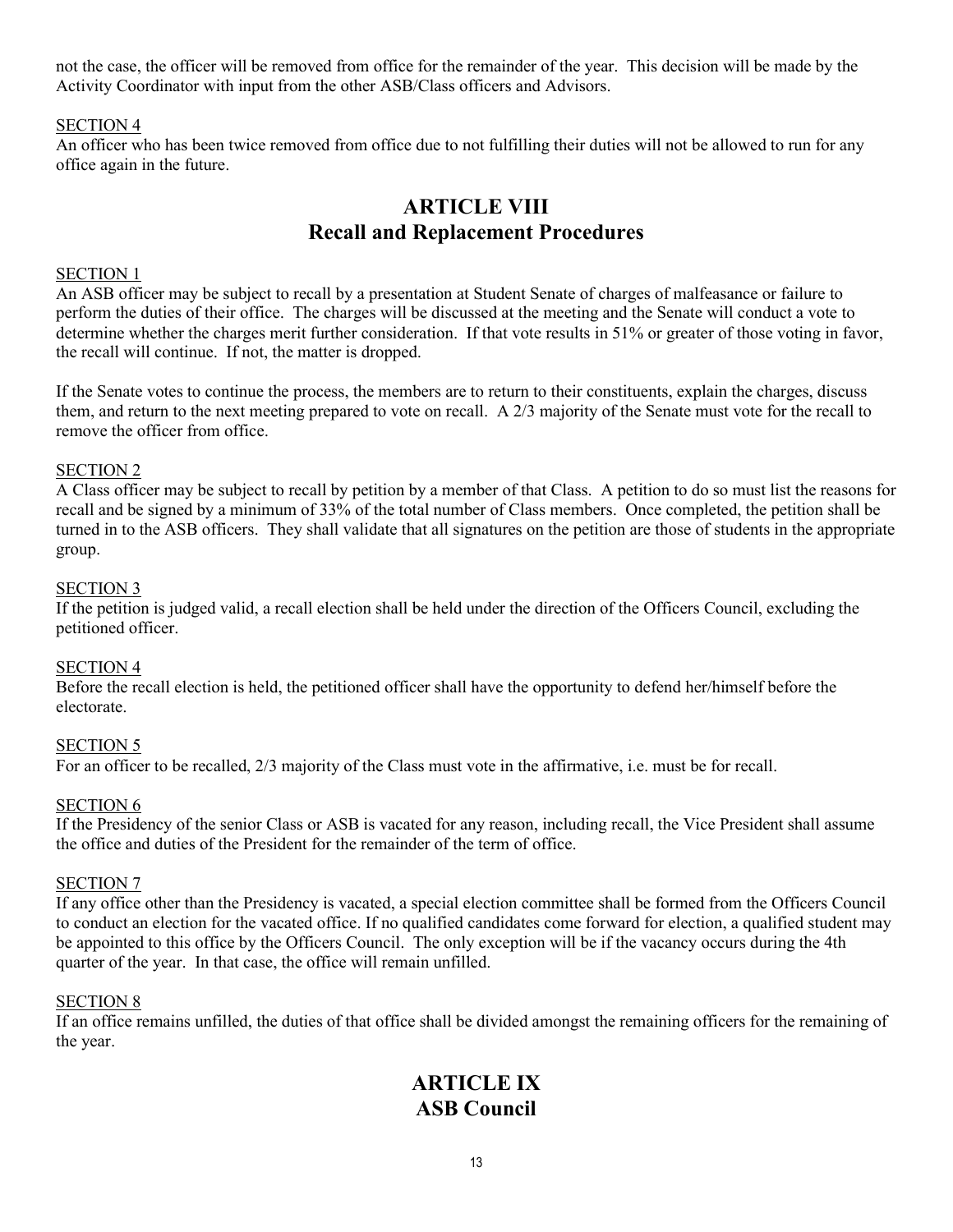not the case, the officer will be removed from office for the remainder of the year. This decision will be made by the Activity Coordinator with input from the other ASB/Class officers and Advisors.

SECTION 4

An officer who has been twice removed from office due to not fulfilling their duties will not be allowed to run for any office again in the future.

# ARTICLE VIII
# Recall and Replacement Procedures

SECTION 1

An ASB officer may be subject to recall by a presentation at Student Senate of charges of malfeasance or failure to perform the duties of their office. The charges will be discussed at the meeting and the Senate will conduct a vote to determine whether the charges merit further consideration. If that vote results in 51% or greater of those voting in favor, the recall will continue. If not, the matter is dropped.

If the Senate votes to continue the process, the members are to return to their constituents, explain the charges, discuss them, and return to the next meeting prepared to vote on recall. A 2/3 majority of the Senate must vote for the recall to remove the officer from office.

SECTION 2

A Class officer may be subject to recall by petition by a member of that Class. A petition to do so must list the reasons for recall and be signed by a minimum of 33% of the total number of Class members. Once completed, the petition shall be turned in to the ASB officers. They shall validate that all signatures on the petition are those of students in the appropriate group.

SECTION 3

If the petition is judged valid, a recall election shall be held under the direction of the Officers Council, excluding the petitioned officer.

SECTION 4

Before the recall election is held, the petitioned officer shall have the opportunity to defend her/himself before the electorate.

SECTION 5

For an officer to be recalled, 2/3 majority of the Class must vote in the affirmative, i.e. must be for recall.

SECTION 6

If the Presidency of the senior Class or ASB is vacated for any reason, including recall, the Vice President shall assume the office and duties of the President for the remainder of the term of office.

SECTION 7

If any office other than the Presidency is vacated, a special election committee shall be formed from the Officers Council to conduct an election for the vacated office. If no qualified candidates come forward for election, a qualified student may be appointed to this office by the Officers Council. The only exception will be if the vacancy occurs during the 4th quarter of the year. In that case, the office will remain unfilled.

SECTION 8

If an office remains unfilled, the duties of that office shall be divided amongst the remaining officers for the remaining of the year.

# ARTICLE IX
# ASB Council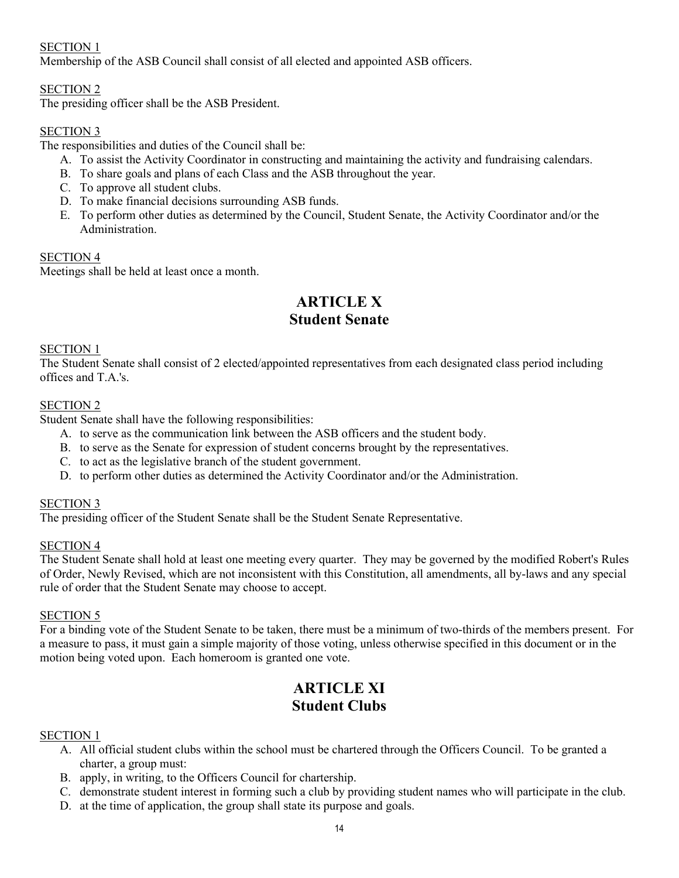SECTION 1
Membership of the ASB Council shall consist of all elected and appointed ASB officers.

SECTION 2
The presiding officer shall be the ASB President.

SECTION 3
The responsibilities and duties of the Council shall be:

A. To assist the Activity Coordinator in constructing and maintaining the activity and fundraising calendars.
B. To share goals and plans of each Class and the ASB throughout the year.
C. To approve all student clubs.
D. To make financial decisions surrounding ASB funds.
E. To perform other duties as determined by the Council, Student Senate, the Activity Coordinator and/or the Administration.

SECTION 4
Meetings shall be held at least once a month.

# ARTICLE X
# Student Senate

SECTION 1
The Student Senate shall consist of 2 elected/appointed representatives from each designated class period including offices and T.A.'s.

SECTION 2
Student Senate shall have the following responsibilities:

A. to serve as the communication link between the ASB officers and the student body.
B. to serve as the Senate for expression of student concerns brought by the representatives.
C. to act as the legislative branch of the student government.
D. to perform other duties as determined the Activity Coordinator and/or the Administration.

SECTION 3
The presiding officer of the Student Senate shall be the Student Senate Representative.

SECTION 4
The Student Senate shall hold at least one meeting every quarter. They may be governed by the modified Robert's Rules of Order, Newly Revised, which are not inconsistent with this Constitution, all amendments, all by-laws and any special rule of order that the Student Senate may choose to accept.

SECTION 5
For a binding vote of the Student Senate to be taken, there must be a minimum of two-thirds of the members present. For a measure to pass, it must gain a simple majority of those voting, unless otherwise specified in this document or in the motion being voted upon. Each homeroom is granted one vote.

# ARTICLE XI
# Student Clubs

SECTION 1

A. All official student clubs within the school must be chartered through the Officers Council. To be granted a charter, a group must:
B. apply, in writing, to the Officers Council for chartership.
C. demonstrate student interest in forming such a club by providing student names who will participate in the club.
D. at the time of application, the group shall state its purpose and goals.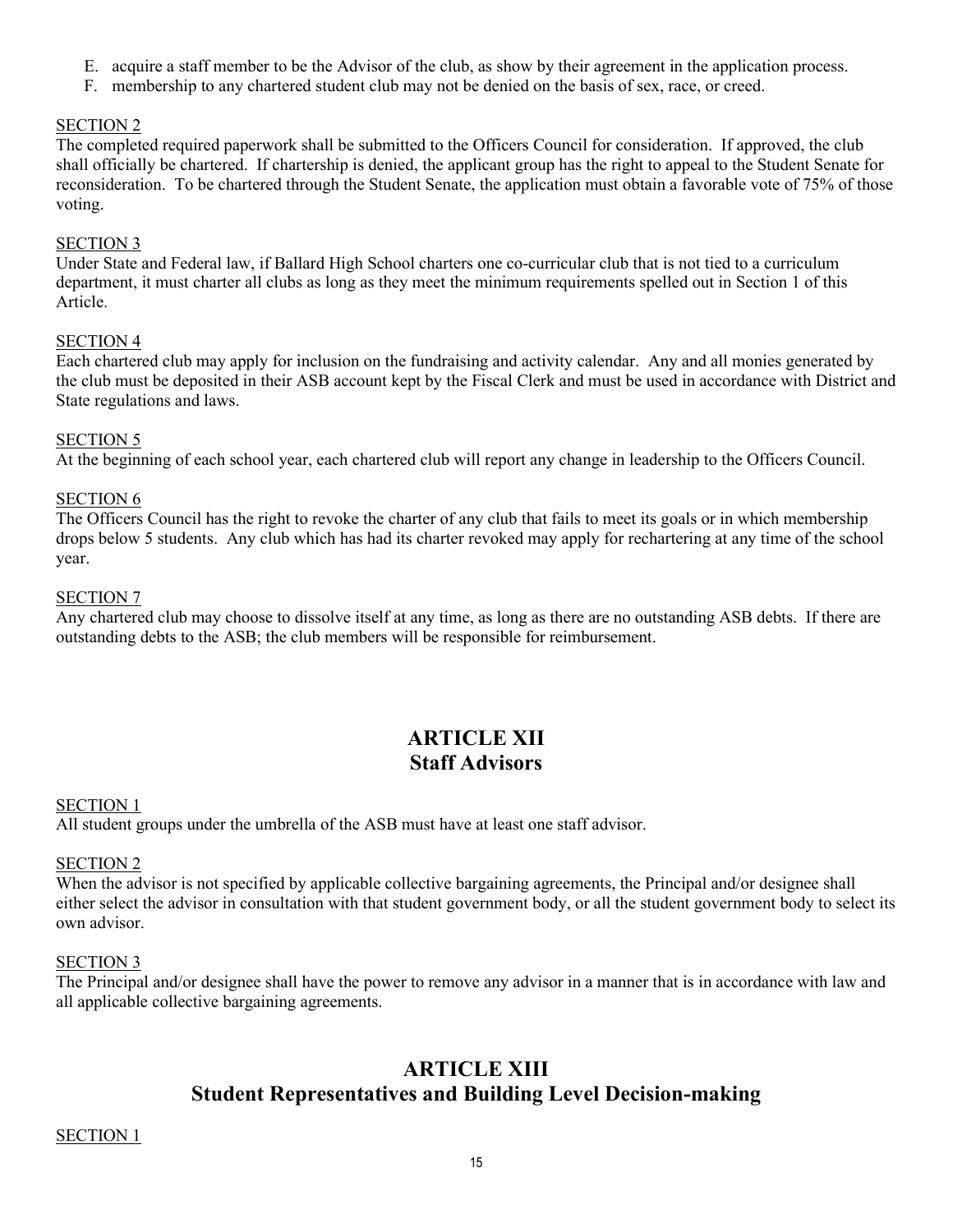E. acquire a staff member to be the Advisor of the club, as show by their agreement in the application process.
F. membership to any chartered student club may not be denied on the basis of sex, race, or creed.

SECTION 2
The completed required paperwork shall be submitted to the Officers Council for consideration. If approved, the club shall officially be chartered. If chartership is denied, the applicant group has the right to appeal to the Student Senate for reconsideration. To be chartered through the Student Senate, the application must obtain a favorable vote of 75% of those voting.

SECTION 3
Under State and Federal law, if Ballard High School charters one co-curricular club that is not tied to a curriculum department, it must charter all clubs as long as they meet the minimum requirements spelled out in Section 1 of this Article.

SECTION 4
Each chartered club may apply for inclusion on the fundraising and activity calendar. Any and all monies generated by the club must be deposited in their ASB account kept by the Fiscal Clerk and must be used in accordance with District and State regulations and laws.

SECTION 5
At the beginning of each school year, each chartered club will report any change in leadership to the Officers Council.

SECTION 6
The Officers Council has the right to revoke the charter of any club that fails to meet its goals or in which membership drops below 5 students. Any club which has had its charter revoked may apply for rechartering at any time of the school year.

SECTION 7
Any chartered club may choose to dissolve itself at any time, as long as there are no outstanding ASB debts. If there are outstanding debts to the ASB; the club members will be responsible for reimbursement.

## ARTICLE XII
## Staff Advisors

SECTION 1
All student groups under the umbrella of the ASB must have at least one staff advisor.

SECTION 2
When the advisor is not specified by applicable collective bargaining agreements, the Principal and/or designee shall either select the advisor in consultation with that student government body, or all the student government body to select its own advisor.

SECTION 3
The Principal and/or designee shall have the power to remove any advisor in a manner that is in accordance with law and all applicable collective bargaining agreements.

## ARTICLE XIII
## Student Representatives and Building Level Decision-making

SECTION 1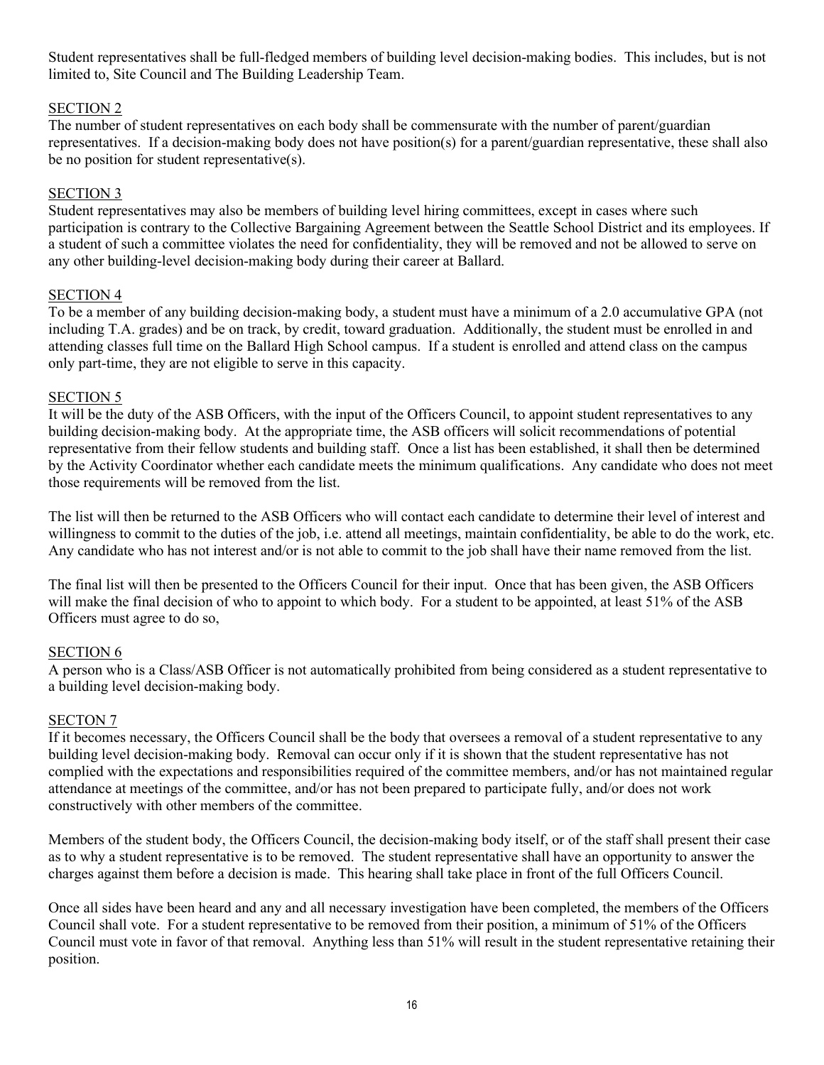Student representatives shall be full-fledged members of building level decision-making bodies. This includes, but is not limited to, Site Council and The Building Leadership Team.

SECTION 2

The number of student representatives on each body shall be commensurate with the number of parent/guardian representatives. If a decision-making body does not have position(s) for a parent/guardian representative, these shall also be no position for student representative(s).

SECTION 3

Student representatives may also be members of building level hiring committees, except in cases where such participation is contrary to the Collective Bargaining Agreement between the Seattle School District and its employees. If a student of such a committee violates the need for confidentiality, they will be removed and not be allowed to serve on any other building-level decision-making body during their career at Ballard.

SECTION 4

To be a member of any building decision-making body, a student must have a minimum of a 2.0 accumulative GPA (not including T.A. grades) and be on track, by credit, toward graduation. Additionally, the student must be enrolled in and attending classes full time on the Ballard High School campus. If a student is enrolled and attend class on the campus only part-time, they are not eligible to serve in this capacity.

SECTION 5

It will be the duty of the ASB Officers, with the input of the Officers Council, to appoint student representatives to any building decision-making body. At the appropriate time, the ASB officers will solicit recommendations of potential representative from their fellow students and building staff. Once a list has been established, it shall then be determined by the Activity Coordinator whether each candidate meets the minimum qualifications. Any candidate who does not meet those requirements will be removed from the list.

The list will then be returned to the ASB Officers who will contact each candidate to determine their level of interest and willingness to commit to the duties of the job, i.e. attend all meetings, maintain confidentiality, be able to do the work, etc. Any candidate who has not interest and/or is not able to commit to the job shall have their name removed from the list.

The final list will then be presented to the Officers Council for their input. Once that has been given, the ASB Officers will make the final decision of who to appoint to which body. For a student to be appointed, at least 51% of the ASB Officers must agree to do so,

SECTION 6

A person who is a Class/ASB Officer is not automatically prohibited from being considered as a student representative to a building level decision-making body.

SECTON 7

If it becomes necessary, the Officers Council shall be the body that oversees a removal of a student representative to any building level decision-making body. Removal can occur only if it is shown that the student representative has not complied with the expectations and responsibilities required of the committee members, and/or has not maintained regular attendance at meetings of the committee, and/or has not been prepared to participate fully, and/or does not work constructively with other members of the committee.

Members of the student body, the Officers Council, the decision-making body itself, or of the staff shall present their case as to why a student representative is to be removed. The student representative shall have an opportunity to answer the charges against them before a decision is made. This hearing shall take place in front of the full Officers Council.

Once all sides have been heard and any and all necessary investigation have been completed, the members of the Officers Council shall vote. For a student representative to be removed from their position, a minimum of 51% of the Officers Council must vote in favor of that removal. Anything less than 51% will result in the student representative retaining their position.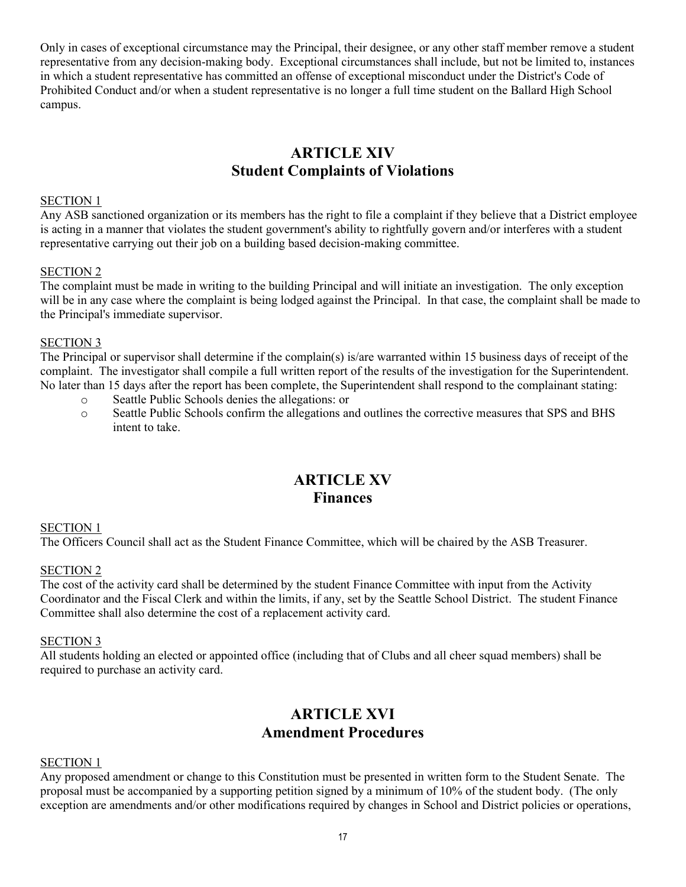Only in cases of exceptional circumstance may the Principal, their designee, or any other staff member remove a student representative from any decision-making body. Exceptional circumstances shall include, but not be limited to, instances in which a student representative has committed an offense of exceptional misconduct under the District's Code of Prohibited Conduct and/or when a student representative is no longer a full time student on the Ballard High School campus.

## ARTICLE XIV
## Student Complaints of Violations

SECTION 1

Any ASB sanctioned organization or its members has the right to file a complaint if they believe that a District employee is acting in a manner that violates the student government's ability to rightfully govern and/or interferes with a student representative carrying out their job on a building based decision-making committee.

SECTION 2

The complaint must be made in writing to the building Principal and will initiate an investigation. The only exception will be in any case where the complaint is being lodged against the Principal. In that case, the complaint shall be made to the Principal's immediate supervisor.

SECTION 3

The Principal or supervisor shall determine if the complain(s) is/are warranted within 15 business days of receipt of the complaint. The investigator shall compile a full written report of the results of the investigation for the Superintendent. No later than 15 days after the report has been complete, the Superintendent shall respond to the complainant stating:

- Seattle Public Schools denies the allegations: or
- Seattle Public Schools confirm the allegations and outlines the corrective measures that SPS and BHS intent to take.

## ARTICLE XV
## Finances

SECTION 1

The Officers Council shall act as the Student Finance Committee, which will be chaired by the ASB Treasurer.

SECTION 2

The cost of the activity card shall be determined by the student Finance Committee with input from the Activity Coordinator and the Fiscal Clerk and within the limits, if any, set by the Seattle School District. The student Finance Committee shall also determine the cost of a replacement activity card.

SECTION 3

All students holding an elected or appointed office (including that of Clubs and all cheer squad members) shall be required to purchase an activity card.

## ARTICLE XVI
## Amendment Procedures

SECTION 1

Any proposed amendment or change to this Constitution must be presented in written form to the Student Senate. The proposal must be accompanied by a supporting petition signed by a minimum of 10% of the student body. (The only exception are amendments and/or other modifications required by changes in School and District policies or operations,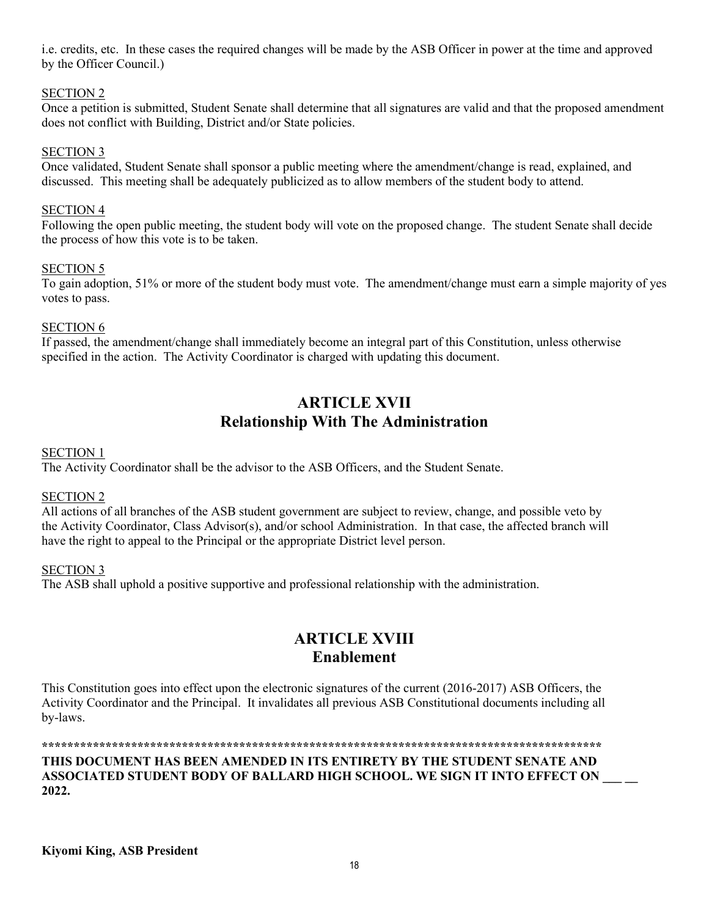i.e. credits, etc. In these cases the required changes will be made by the ASB Officer in power at the time and approved by the Officer Council.)

SECTION 2

Once a petition is submitted, Student Senate shall determine that all signatures are valid and that the proposed amendment does not conflict with Building, District and/or State policies.

SECTION 3

Once validated, Student Senate shall sponsor a public meeting where the amendment/change is read, explained, and discussed. This meeting shall be adequately publicized as to allow members of the student body to attend.

SECTION 4

Following the open public meeting, the student body will vote on the proposed change. The student Senate shall decide the process of how this vote is to be taken.

SECTION 5

To gain adoption, 51% or more of the student body must vote. The amendment/change must earn a simple majority of yes votes to pass.

SECTION 6

If passed, the amendment/change shall immediately become an integral part of this Constitution, unless otherwise specified in the action. The Activity Coordinator is charged with updating this document.

## ARTICLE XVII
## Relationship With The Administration

SECTION 1

The Activity Coordinator shall be the advisor to the ASB Officers, and the Student Senate.

SECTION 2

All actions of all branches of the ASB student government are subject to review, change, and possible veto by the Activity Coordinator, Class Advisor(s), and/or school Administration. In that case, the affected branch will have the right to appeal to the Principal or the appropriate District level person.

SECTION 3

The ASB shall uphold a positive supportive and professional relationship with the administration.

## ARTICLE XVIII
## Enablement

This Constitution goes into effect upon the electronic signatures of the current (2016-2017) ASB Officers, the Activity Coordinator and the Principal. It invalidates all previous ASB Constitutional documents including all by-laws.

******************************************************************************************

**THIS DOCUMENT HAS BEEN AMENDED IN ITS ENTIRETY BY THE STUDENT SENATE AND ASSOCIATED STUDENT BODY OF BALLARD HIGH SCHOOL. WE SIGN IT INTO EFFECT ON ___ __ 2022.**

**Kiyomi King, ASB President**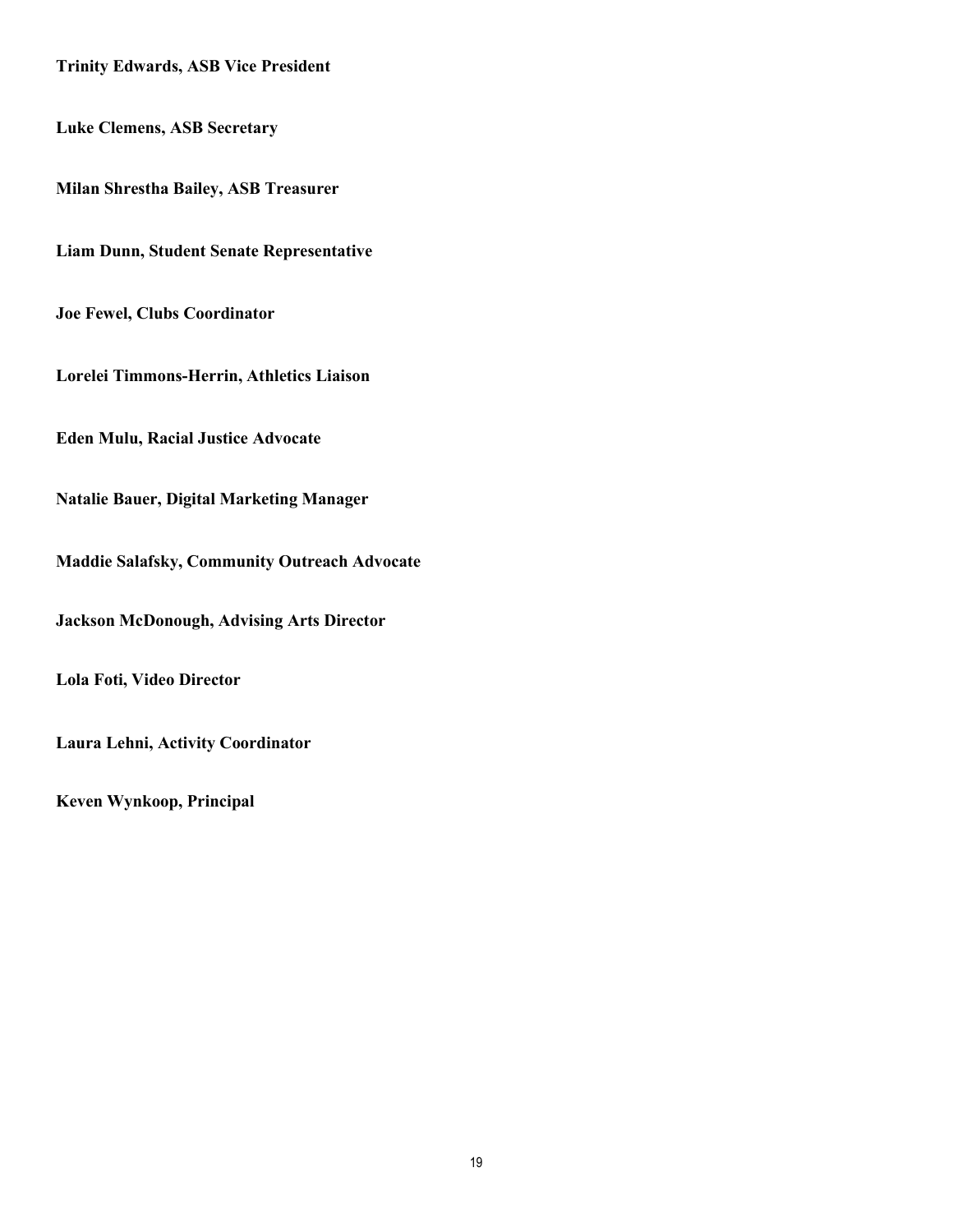**Trinity Edwards, ASB Vice President**

**Luke Clemens, ASB Secretary**

**Milan Shrestha Bailey, ASB Treasurer**

**Liam Dunn, Student Senate Representative**

**Joe Fewel, Clubs Coordinator**

**Lorelei Timmons-Herrin, Athletics Liaison**

**Eden Mulu, Racial Justice Advocate**

**Natalie Bauer, Digital Marketing Manager**

**Maddie Salafsky, Community Outreach Advocate**

**Jackson McDonough, Advising Arts Director**

**Lola Foti, Video Director**

**Laura Lehni, Activity Coordinator**

**Keven Wynkoop, Principal**